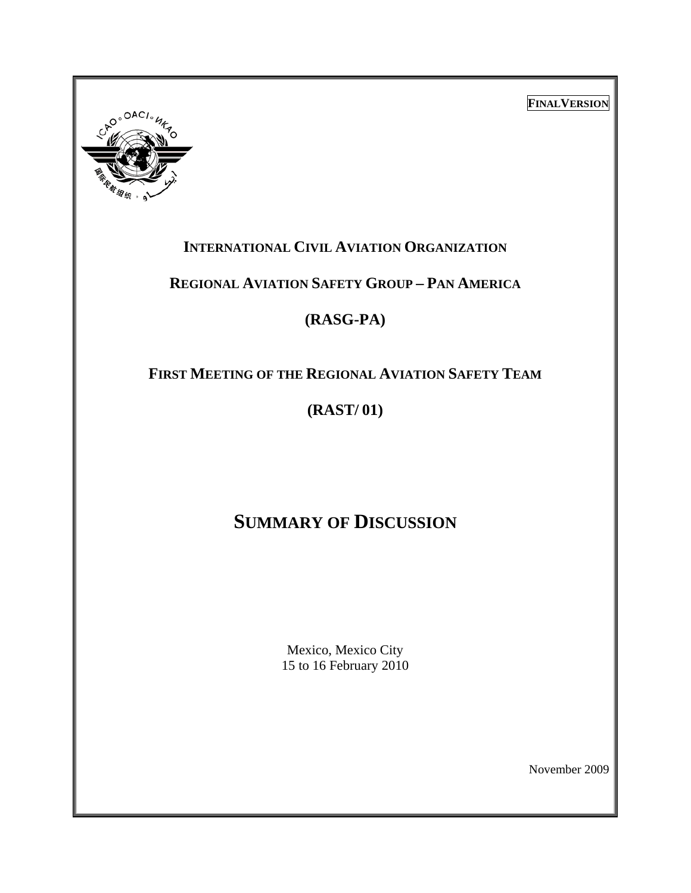**FINALVERSION**

# INTERNATIONAL CIVIL AVIATION ORGANIZATION

## REGIONAL AVIATION SAFETY GROUP – PAN AMERICA

## (RASG-PA)

## FIRST MEETING OF THE REGIONAL AVIATION SAFETY TEAM

## (RAST/ 01)

# SUMMARY OF DISCUSSION

Mexico, Mexico City
15 to 16 February 2010

November 2009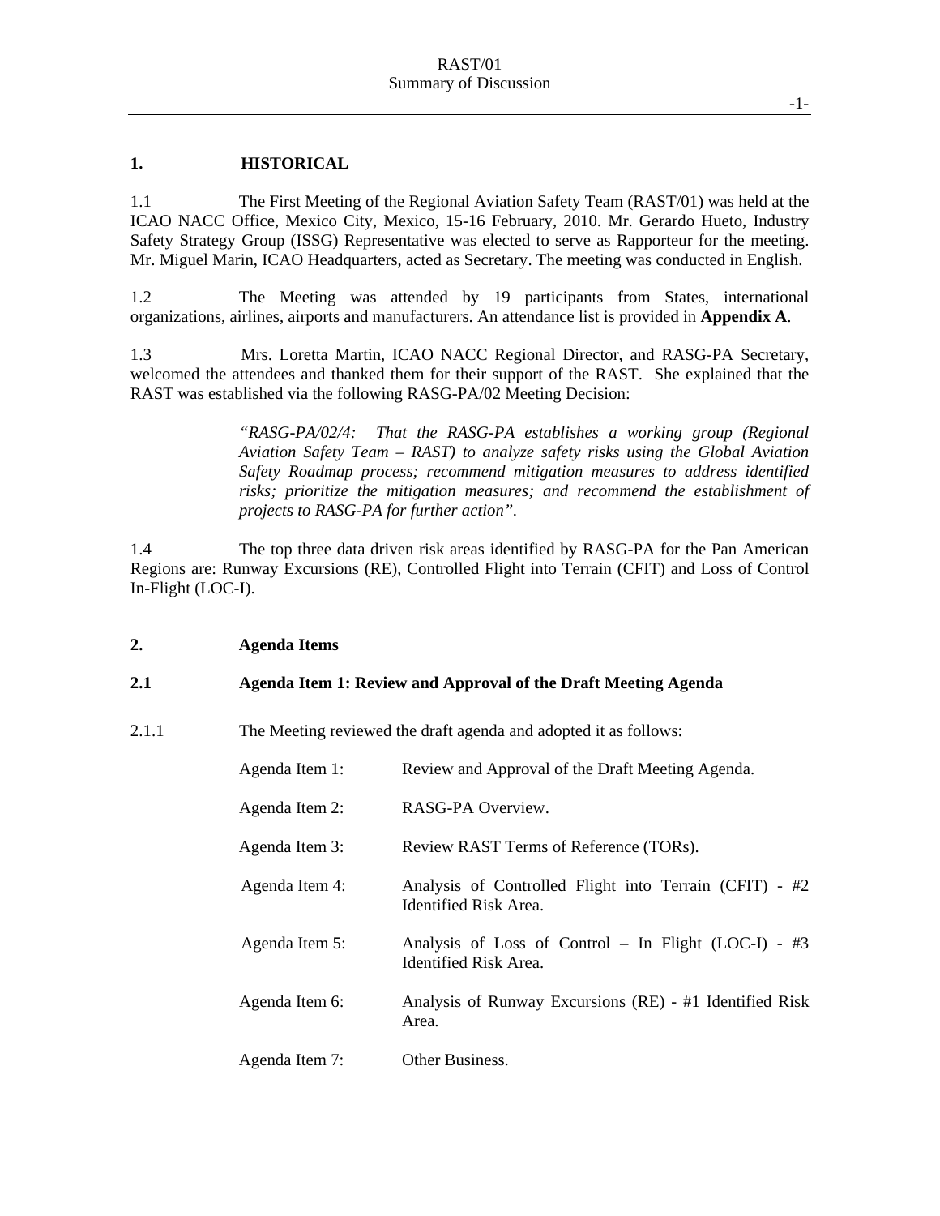## 1. HISTORICAL

1.1 The First Meeting of the Regional Aviation Safety Team (RAST/01) was held at the ICAO NACC Office, Mexico City, Mexico, 15-16 February, 2010. Mr. Gerardo Hueto, Industry Safety Strategy Group (ISSG) Representative was elected to serve as Rapporteur for the meeting. Mr. Miguel Marin, ICAO Headquarters, acted as Secretary. The meeting was conducted in English.

1.2 The Meeting was attended by 19 participants from States, international organizations, airlines, airports and manufacturers. An attendance list is provided in **Appendix A**.

1.3 Mrs. Loretta Martin, ICAO NACC Regional Director, and RASG-PA Secretary, welcomed the attendees and thanked them for their support of the RAST. She explained that the RAST was established via the following RASG-PA/02 Meeting Decision:

> *"RASG-PA/02/4: That the RASG-PA establishes a working group (Regional Aviation Safety Team – RAST) to analyze safety risks using the Global Aviation Safety Roadmap process; recommend mitigation measures to address identified risks; prioritize the mitigation measures; and recommend the establishment of projects to RASG-PA for further action".*

1.4 The top three data driven risk areas identified by RASG-PA for the Pan American Regions are: Runway Excursions (RE), Controlled Flight into Terrain (CFIT) and Loss of Control In-Flight (LOC-I).

## 2. Agenda Items

### 2.1 Agenda Item 1: Review and Approval of the Draft Meeting Agenda

2.1.1 The Meeting reviewed the draft agenda and adopted it as follows:

| | |
|---|---|
| Agenda Item 1: | Review and Approval of the Draft Meeting Agenda. |
| Agenda Item 2: | RASG-PA Overview. |
| Agenda Item 3: | Review RAST Terms of Reference (TORs). |
| Agenda Item 4: | Analysis of Controlled Flight into Terrain (CFIT) - #2 Identified Risk Area. |
| Agenda Item 5: | Analysis of Loss of Control – In Flight (LOC-I) - #3 Identified Risk Area. |
| Agenda Item 6: | Analysis of Runway Excursions (RE) - #1 Identified Risk Area. |
| Agenda Item 7: | Other Business. |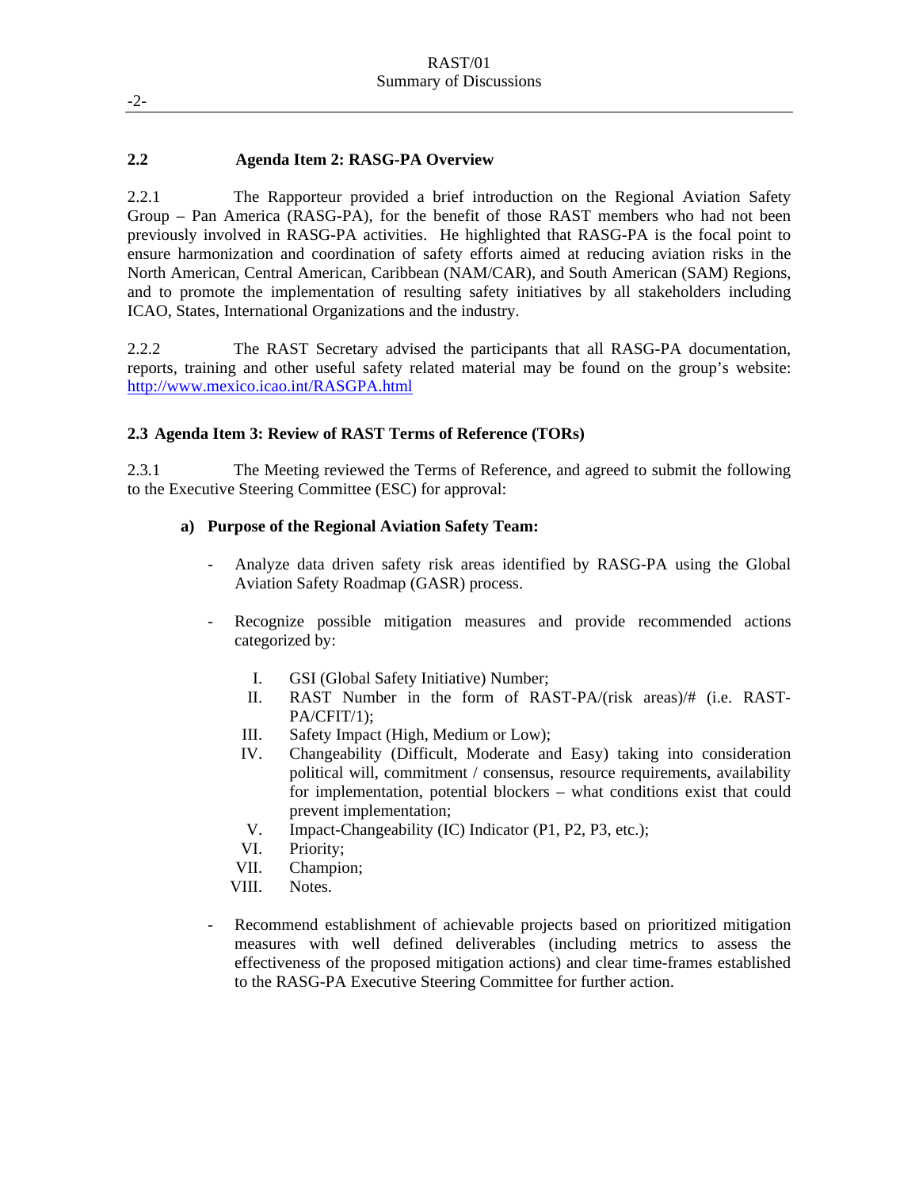## 2.2 Agenda Item 2: RASG-PA Overview

2.2.1 The Rapporteur provided a brief introduction on the Regional Aviation Safety Group – Pan America (RASG-PA), for the benefit of those RAST members who had not been previously involved in RASG-PA activities. He highlighted that RASG-PA is the focal point to ensure harmonization and coordination of safety efforts aimed at reducing aviation risks in the North American, Central American, Caribbean (NAM/CAR), and South American (SAM) Regions, and to promote the implementation of resulting safety initiatives by all stakeholders including ICAO, States, International Organizations and the industry.

2.2.2 The RAST Secretary advised the participants that all RASG-PA documentation, reports, training and other useful safety related material may be found on the group's website: http://www.mexico.icao.int/RASGPA.html

## 2.3 Agenda Item 3: Review of RAST Terms of Reference (TORs)

2.3.1 The Meeting reviewed the Terms of Reference, and agreed to submit the following to the Executive Steering Committee (ESC) for approval:

**a) Purpose of the Regional Aviation Safety Team:**

- Analyze data driven safety risk areas identified by RASG-PA using the Global Aviation Safety Roadmap (GASR) process.

- Recognize possible mitigation measures and provide recommended actions categorized by:

  I. GSI (Global Safety Initiative) Number;
  II. RAST Number in the form of RAST-PA/(risk areas)/# (i.e. RAST-PA/CFIT/1);
  III. Safety Impact (High, Medium or Low);
  IV. Changeability (Difficult, Moderate and Easy) taking into consideration political will, commitment / consensus, resource requirements, availability for implementation, potential blockers – what conditions exist that could prevent implementation;
  V. Impact-Changeability (IC) Indicator (P1, P2, P3, etc.);
  VI. Priority;
  VII. Champion;
  VIII. Notes.

- Recommend establishment of achievable projects based on prioritized mitigation measures with well defined deliverables (including metrics to assess the effectiveness of the proposed mitigation actions) and clear time-frames established to the RASG-PA Executive Steering Committee for further action.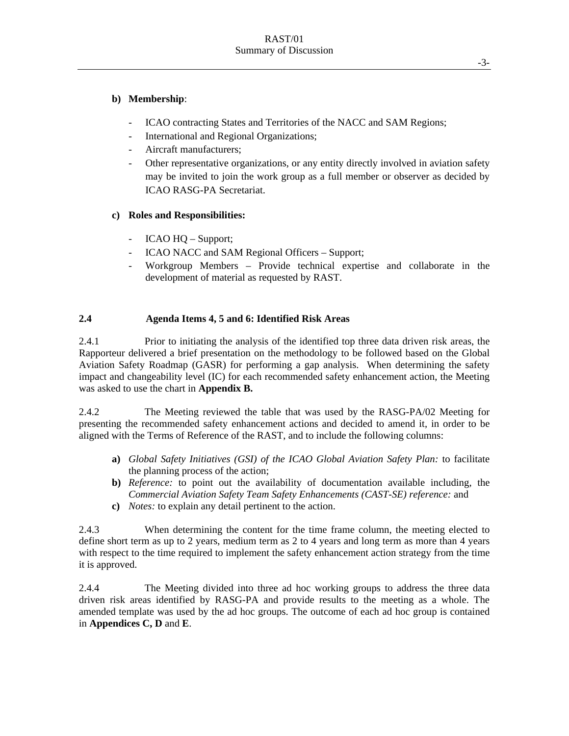**b) Membership**:

- ICAO contracting States and Territories of the NACC and SAM Regions;
- International and Regional Organizations;
- Aircraft manufacturers;
- Other representative organizations, or any entity directly involved in aviation safety may be invited to join the work group as a full member or observer as decided by ICAO RASG-PA Secretariat.

**c) Roles and Responsibilities:**

- ICAO HQ – Support;
- ICAO NACC and SAM Regional Officers – Support;
- Workgroup Members – Provide technical expertise and collaborate in the development of material as requested by RAST.

## 2.4 Agenda Items 4, 5 and 6: Identified Risk Areas

2.4.1 Prior to initiating the analysis of the identified top three data driven risk areas, the Rapporteur delivered a brief presentation on the methodology to be followed based on the Global Aviation Safety Roadmap (GASR) for performing a gap analysis. When determining the safety impact and changeability level (IC) for each recommended safety enhancement action, the Meeting was asked to use the chart in **Appendix B.**

2.4.2 The Meeting reviewed the table that was used by the RASG-PA/02 Meeting for presenting the recommended safety enhancement actions and decided to amend it, in order to be aligned with the Terms of Reference of the RAST, and to include the following columns:

**a)** *Global Safety Initiatives (GSI) of the ICAO Global Aviation Safety Plan:* to facilitate the planning process of the action;
**b)** *Reference:* to point out the availability of documentation available including, the *Commercial Aviation Safety Team Safety Enhancements (CAST-SE) reference:* and
**c)** *Notes:* to explain any detail pertinent to the action.

2.4.3 When determining the content for the time frame column, the meeting elected to define short term as up to 2 years, medium term as 2 to 4 years and long term as more than 4 years with respect to the time required to implement the safety enhancement action strategy from the time it is approved.

2.4.4 The Meeting divided into three ad hoc working groups to address the three data driven risk areas identified by RASG-PA and provide results to the meeting as a whole. The amended template was used by the ad hoc groups. The outcome of each ad hoc group is contained in **Appendices C, D** and **E**.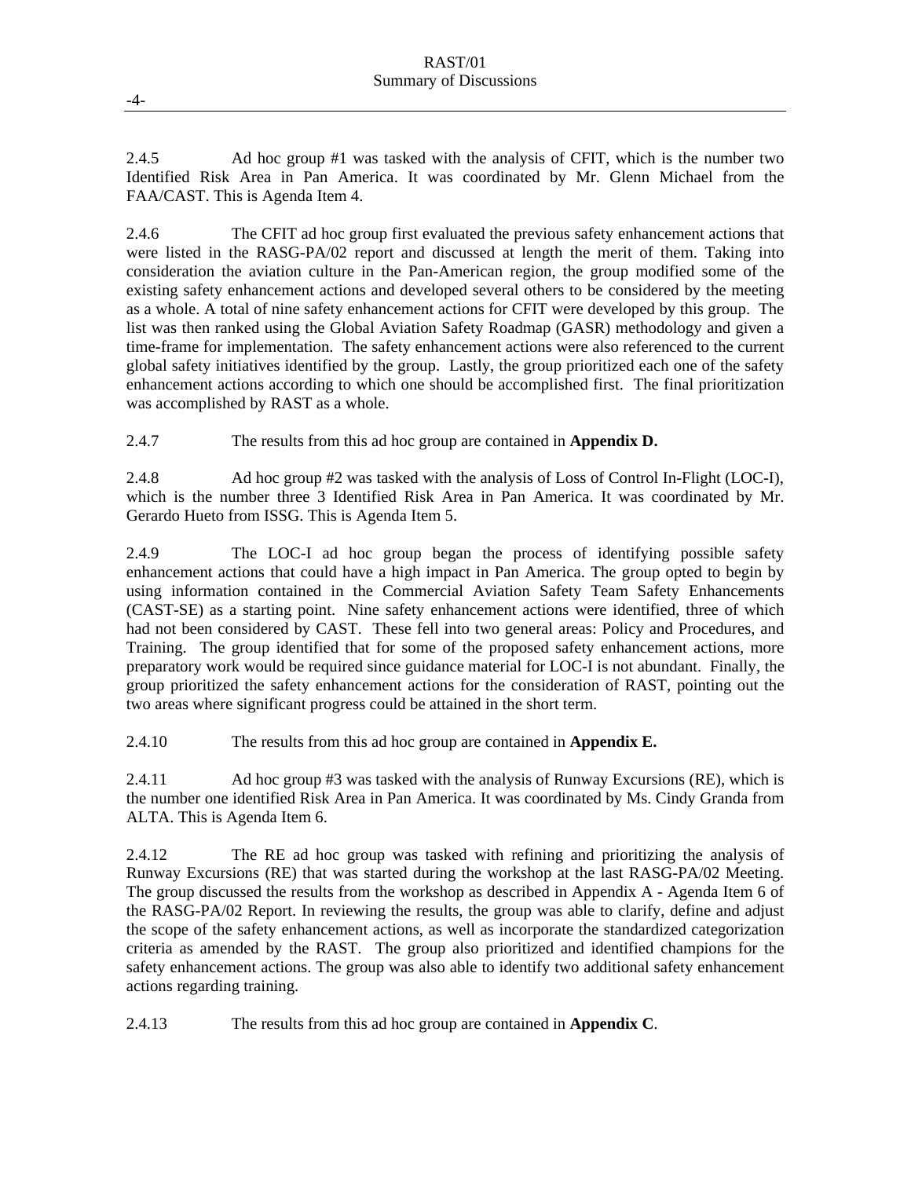2.4.5 Ad hoc group #1 was tasked with the analysis of CFIT, which is the number two Identified Risk Area in Pan America. It was coordinated by Mr. Glenn Michael from the FAA/CAST. This is Agenda Item 4.

2.4.6 The CFIT ad hoc group first evaluated the previous safety enhancement actions that were listed in the RASG-PA/02 report and discussed at length the merit of them. Taking into consideration the aviation culture in the Pan-American region, the group modified some of the existing safety enhancement actions and developed several others to be considered by the meeting as a whole. A total of nine safety enhancement actions for CFIT were developed by this group. The list was then ranked using the Global Aviation Safety Roadmap (GASR) methodology and given a time-frame for implementation. The safety enhancement actions were also referenced to the current global safety initiatives identified by the group. Lastly, the group prioritized each one of the safety enhancement actions according to which one should be accomplished first. The final prioritization was accomplished by RAST as a whole.

2.4.7 The results from this ad hoc group are contained in **Appendix D.**

2.4.8 Ad hoc group #2 was tasked with the analysis of Loss of Control In-Flight (LOC-I), which is the number three 3 Identified Risk Area in Pan America. It was coordinated by Mr. Gerardo Hueto from ISSG. This is Agenda Item 5.

2.4.9 The LOC-I ad hoc group began the process of identifying possible safety enhancement actions that could have a high impact in Pan America. The group opted to begin by using information contained in the Commercial Aviation Safety Team Safety Enhancements (CAST-SE) as a starting point. Nine safety enhancement actions were identified, three of which had not been considered by CAST. These fell into two general areas: Policy and Procedures, and Training. The group identified that for some of the proposed safety enhancement actions, more preparatory work would be required since guidance material for LOC-I is not abundant. Finally, the group prioritized the safety enhancement actions for the consideration of RAST, pointing out the two areas where significant progress could be attained in the short term.

2.4.10 The results from this ad hoc group are contained in **Appendix E.**

2.4.11 Ad hoc group #3 was tasked with the analysis of Runway Excursions (RE), which is the number one identified Risk Area in Pan America. It was coordinated by Ms. Cindy Granda from ALTA. This is Agenda Item 6.

2.4.12 The RE ad hoc group was tasked with refining and prioritizing the analysis of Runway Excursions (RE) that was started during the workshop at the last RASG-PA/02 Meeting. The group discussed the results from the workshop as described in Appendix A - Agenda Item 6 of the RASG-PA/02 Report. In reviewing the results, the group was able to clarify, define and adjust the scope of the safety enhancement actions, as well as incorporate the standardized categorization criteria as amended by the RAST. The group also prioritized and identified champions for the safety enhancement actions. The group was also able to identify two additional safety enhancement actions regarding training.

2.4.13 The results from this ad hoc group are contained in **Appendix C**.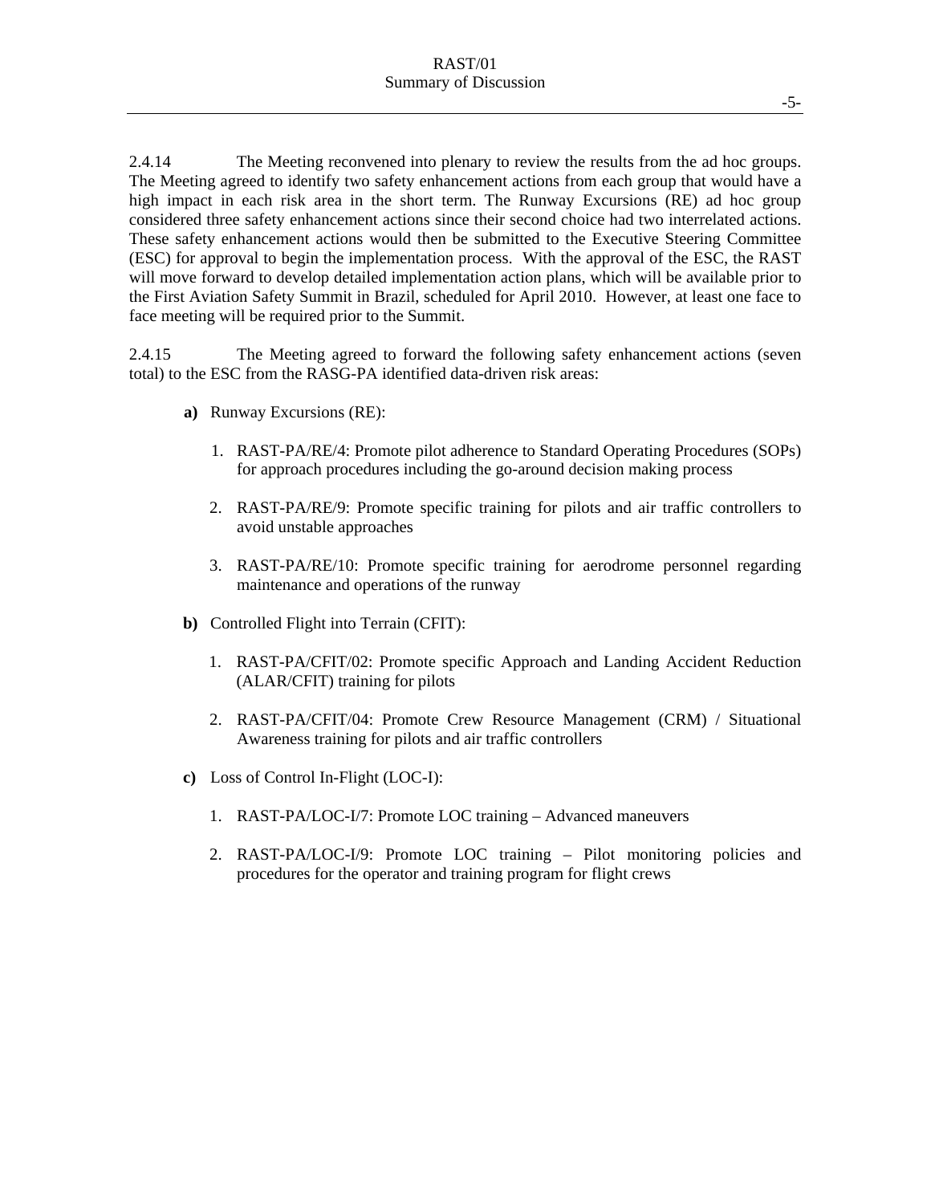2.4.14 The Meeting reconvened into plenary to review the results from the ad hoc groups. The Meeting agreed to identify two safety enhancement actions from each group that would have a high impact in each risk area in the short term. The Runway Excursions (RE) ad hoc group considered three safety enhancement actions since their second choice had two interrelated actions. These safety enhancement actions would then be submitted to the Executive Steering Committee (ESC) for approval to begin the implementation process. With the approval of the ESC, the RAST will move forward to develop detailed implementation action plans, which will be available prior to the First Aviation Safety Summit in Brazil, scheduled for April 2010. However, at least one face to face meeting will be required prior to the Summit.

2.4.15 The Meeting agreed to forward the following safety enhancement actions (seven total) to the ESC from the RASG-PA identified data-driven risk areas:

**a)** Runway Excursions (RE):

1. RAST-PA/RE/4: Promote pilot adherence to Standard Operating Procedures (SOPs) for approach procedures including the go-around decision making process
2. RAST-PA/RE/9: Promote specific training for pilots and air traffic controllers to avoid unstable approaches
3. RAST-PA/RE/10: Promote specific training for aerodrome personnel regarding maintenance and operations of the runway

**b)** Controlled Flight into Terrain (CFIT):

1. RAST-PA/CFIT/02: Promote specific Approach and Landing Accident Reduction (ALAR/CFIT) training for pilots
2. RAST-PA/CFIT/04: Promote Crew Resource Management (CRM) / Situational Awareness training for pilots and air traffic controllers

**c)** Loss of Control In-Flight (LOC-I):

1. RAST-PA/LOC-I/7: Promote LOC training – Advanced maneuvers
2. RAST-PA/LOC-I/9: Promote LOC training – Pilot monitoring policies and procedures for the operator and training program for flight crews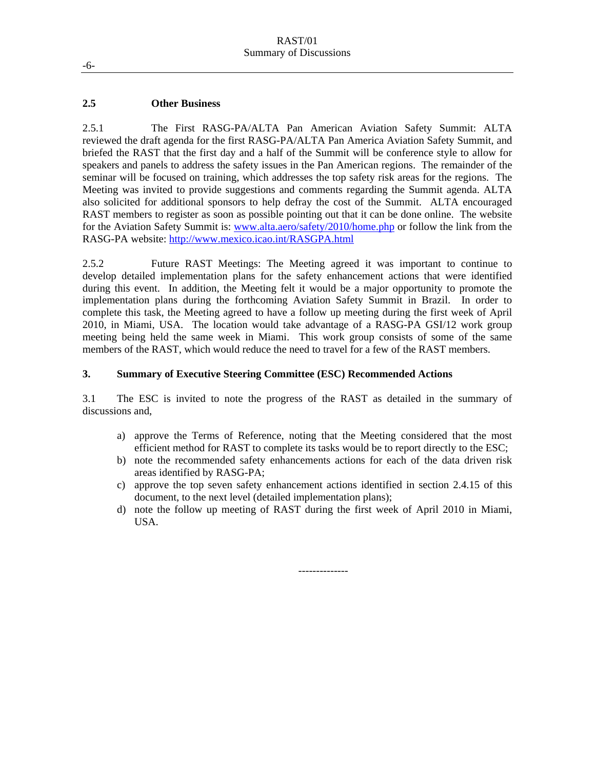## 2.5 Other Business

2.5.1 The First RASG-PA/ALTA Pan American Aviation Safety Summit: ALTA reviewed the draft agenda for the first RASG-PA/ALTA Pan America Aviation Safety Summit, and briefed the RAST that the first day and a half of the Summit will be conference style to allow for speakers and panels to address the safety issues in the Pan American regions. The remainder of the seminar will be focused on training, which addresses the top safety risk areas for the regions. The Meeting was invited to provide suggestions and comments regarding the Summit agenda. ALTA also solicited for additional sponsors to help defray the cost of the Summit. ALTA encouraged RAST members to register as soon as possible pointing out that it can be done online. The website for the Aviation Safety Summit is: www.alta.aero/safety/2010/home.php or follow the link from the RASG-PA website: http://www.mexico.icao.int/RASGPA.html

2.5.2 Future RAST Meetings: The Meeting agreed it was important to continue to develop detailed implementation plans for the safety enhancement actions that were identified during this event. In addition, the Meeting felt it would be a major opportunity to promote the implementation plans during the forthcoming Aviation Safety Summit in Brazil. In order to complete this task, the Meeting agreed to have a follow up meeting during the first week of April 2010, in Miami, USA. The location would take advantage of a RASG-PA GSI/12 work group meeting being held the same week in Miami. This work group consists of some of the same members of the RAST, which would reduce the need to travel for a few of the RAST members.

## 3. Summary of Executive Steering Committee (ESC) Recommended Actions

3.1 The ESC is invited to note the progress of the RAST as detailed in the summary of discussions and,

a) approve the Terms of Reference, noting that the Meeting considered that the most efficient method for RAST to complete its tasks would be to report directly to the ESC;
b) note the recommended safety enhancements actions for each of the data driven risk areas identified by RASG-PA;
c) approve the top seven safety enhancement actions identified in section 2.4.15 of this document, to the next level (detailed implementation plans);
d) note the follow up meeting of RAST during the first week of April 2010 in Miami, USA.

-------------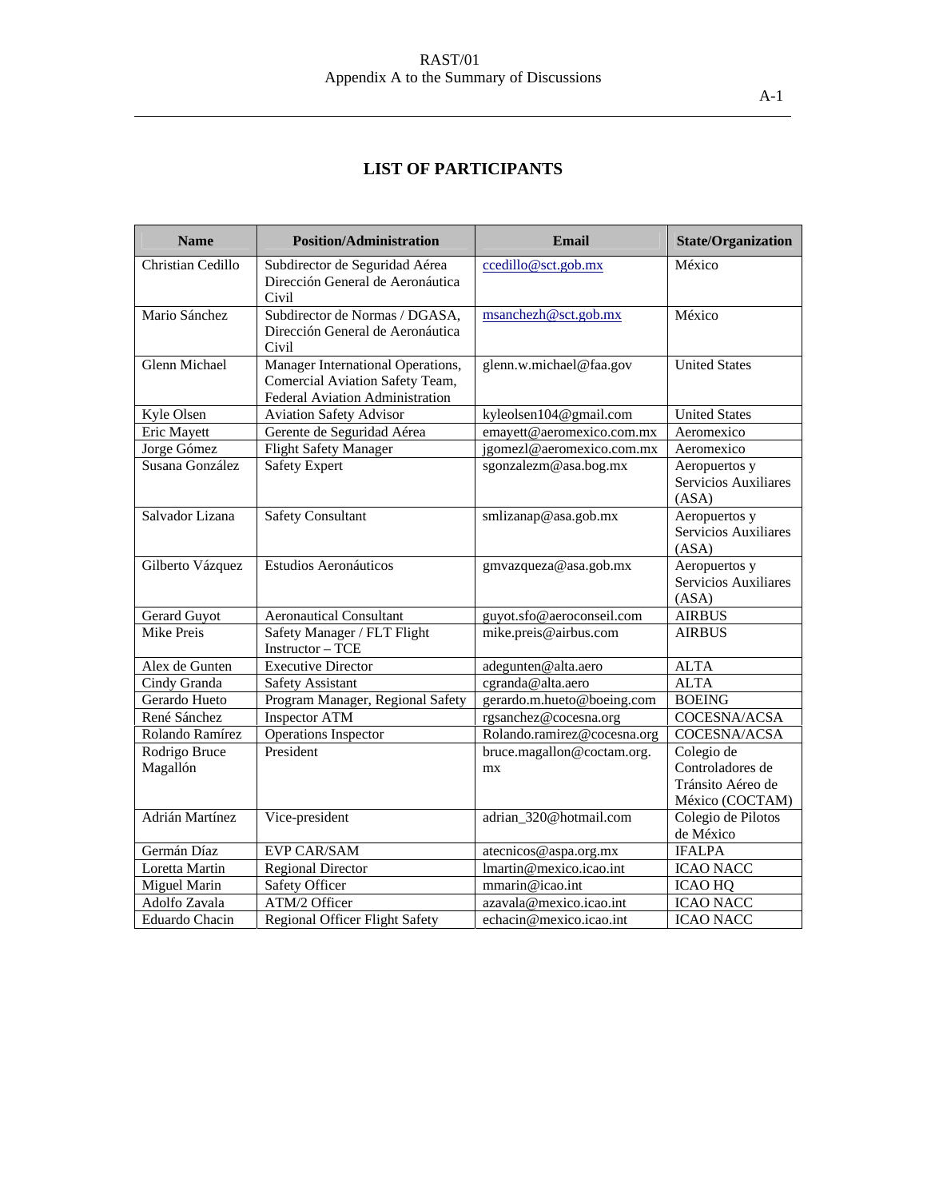## LIST OF PARTICIPANTS

| Name | Position/Administration | Email | State/Organization |
| --- | --- | --- | --- |
| Christian Cedillo | Subdirector de Seguridad Aérea Dirección General de Aeronáutica Civil | ccedillo@sct.gob.mx | México |
| Mario Sánchez | Subdirector de Normas / DGASA, Dirección General de Aeronáutica Civil | msanchezh@sct.gob.mx | México |
| Glenn Michael | Manager International Operations, Comercial Aviation Safety Team, Federal Aviation Administration | glenn.w.michael@faa.gov | United States |
| Kyle Olsen | Aviation Safety Advisor | kyleolsen104@gmail.com | United States |
| Eric Mayett | Gerente de Seguridad Aérea | emayett@aeromexico.com.mx | Aeromexico |
| Jorge Gómez | Flight Safety Manager | jgomezl@aeromexico.com.mx | Aeromexico |
| Susana González | Safety Expert | sgonzalezm@asa.bog.mx | Aeropuertos y Servicios Auxiliares (ASA) |
| Salvador Lizana | Safety Consultant | smlizanap@asa.gob.mx | Aeropuertos y Servicios Auxiliares (ASA) |
| Gilberto Vázquez | Estudios Aeronáuticos | gmvazqueza@asa.gob.mx | Aeropuertos y Servicios Auxiliares (ASA) |
| Gerard Guyot | Aeronautical Consultant | guyot.sfo@aeroconseil.com | AIRBUS |
| Mike Preis | Safety Manager / FLT Flight Instructor – TCE | mike.preis@airbus.com | AIRBUS |
| Alex de Gunten | Executive Director | adegunten@alta.aero | ALTA |
| Cindy Granda | Safety Assistant | cgranda@alta.aero | ALTA |
| Gerardo Hueto | Program Manager, Regional Safety | gerardo.m.hueto@boeing.com | BOEING |
| René Sánchez | Inspector ATM | rgsanchez@cocesna.org | COCESNA/ACSA |
| Rolando Ramírez | Operations Inspector | Rolando.ramirez@cocesna.org | COCESNA/ACSA |
| Rodrigo Bruce Magallón | President | bruce.magallon@coctam.org.mx | Colegio de Controladores de Tránsito Aéreo de México (COCTAM) |
| Adrián Martínez | Vice-president | adrian_320@hotmail.com | Colegio de Pilotos de México |
| Germán Díaz | EVP CAR/SAM | atecnicos@aspa.org.mx | IFALPA |
| Loretta Martin | Regional Director | lmartin@mexico.icao.int | ICAO NACC |
| Miguel Marin | Safety Officer | mmarin@icao.int | ICAO HQ |
| Adolfo Zavala | ATM/2 Officer | azavala@mexico.icao.int | ICAO NACC |
| Eduardo Chacin | Regional Officer Flight Safety | echacin@mexico.icao.int | ICAO NACC |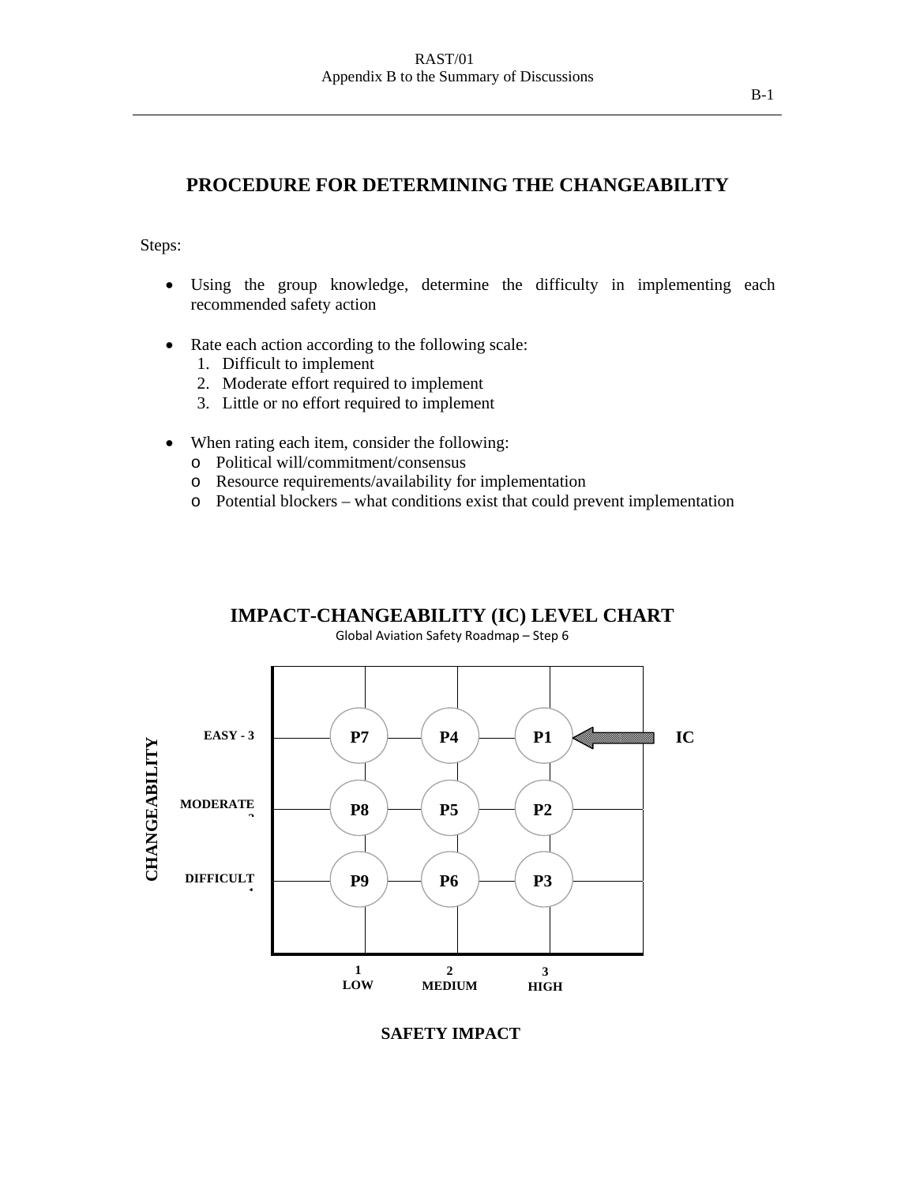# PROCEDURE FOR DETERMINING THE CHANGEABILITY

Steps:

- Using the group knowledge, determine the difficulty in implementing each recommended safety action
- Rate each action according to the following scale:
  1. Difficult to implement
  2. Moderate effort required to implement
  3. Little or no effort required to implement
- When rating each item, consider the following:
  - Political will/commitment/consensus
  - Resource requirements/availability for implementation
  - Potential blockers – what conditions exist that could prevent implementation

## IMPACT-CHANGEABILITY (IC) LEVEL CHART

Global Aviation Safety Roadmap – Step 6

| CHANGEABILITY | 1 LOW | 2 MEDIUM | 3 HIGH |
|---|---|---|---|
| EASY - 3 | P7 | P4 | P1 ← IC |
| MODERATE - 2 | P8 | P5 | P2 |
| DIFFICULT - 1 | P9 | P6 | P3 |

**SAFETY IMPACT**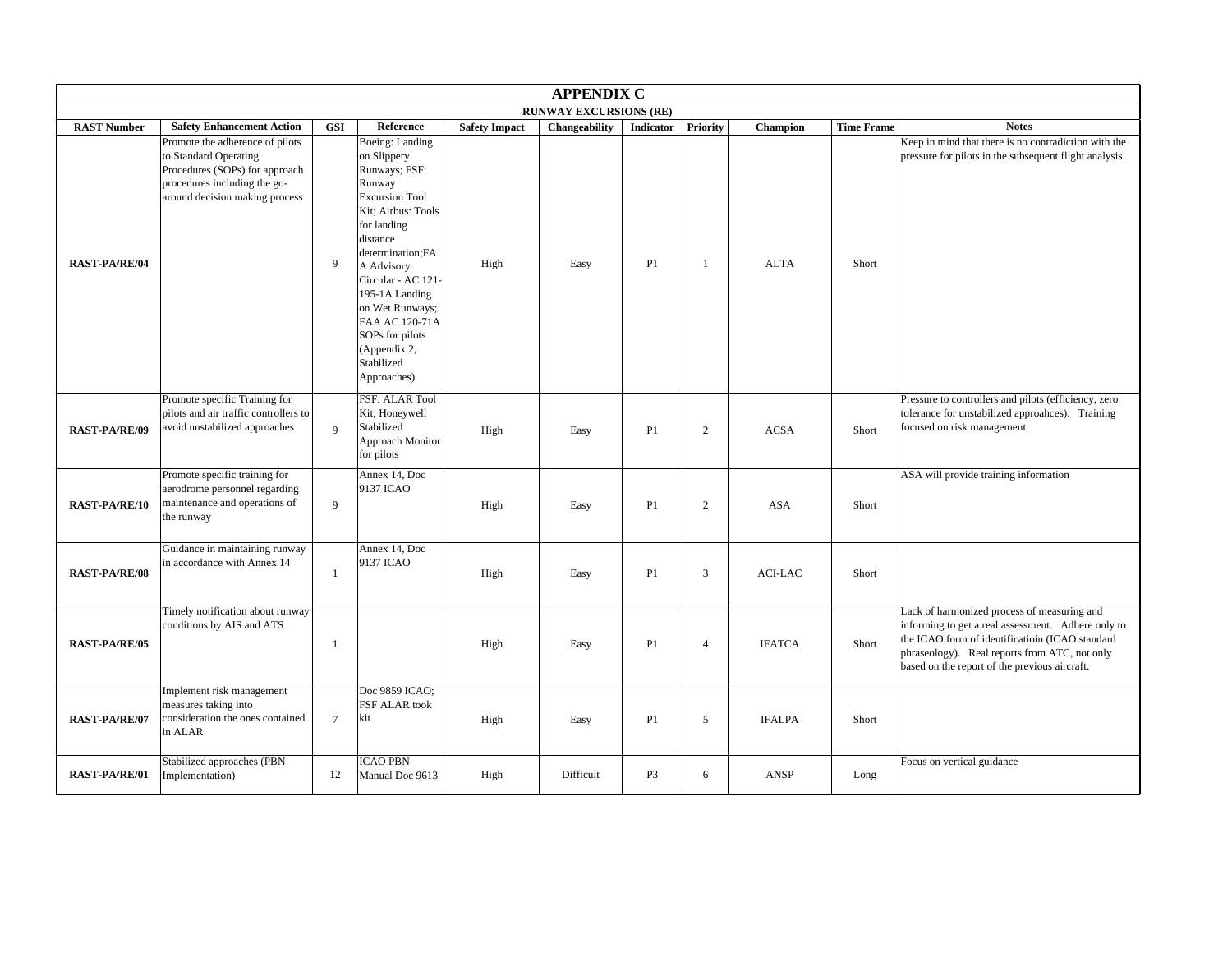# APPENDIX C

## RUNWAY EXCURSIONS (RE)

| RAST Number | Safety Enhancement Action | GSI | Reference | Safety Impact | Changeability | Indicator | Priority | Champion | Time Frame | Notes |
|---|---|---|---|---|---|---|---|---|---|---|
| **RAST-PA/RE/04** | Promote the adherence of pilots to Standard Operating Procedures (SOPs) for approach procedures including the go-around decision making process | 9 | Boeing: Landing on Slippery Runways; FSF: Runway Excursion Tool Kit; Airbus: Tools for landing distance determination;FAA Advisory Circular - AC 121-195-1A Landing on Wet Runways; FAA AC 120-71A SOPs for pilots (Appendix 2, Stabilized Approaches) | High | Easy | P1 | 1 | ALTA | Short | Keep in mind that there is no contradiction with the pressure for pilots in the subsequent flight analysis. |
| **RAST-PA/RE/09** | Promote specific Training for pilots and air traffic controllers to avoid unstabilized approaches | 9 | FSF: ALAR Tool Kit; Honeywell Stabilized Approach Monitor for pilots | High | Easy | P1 | 2 | ACSA | Short | Pressure to controllers and pilots (efficiency, zero tolerance for unstabilized approahces). Training focused on risk management |
| **RAST-PA/RE/10** | Promote specific training for aerodrome personnel regarding maintenance and operations of the runway | 9 | Annex 14, Doc 9137 ICAO | High | Easy | P1 | 2 | ASA | Short | ASA will provide training information |
| **RAST-PA/RE/08** | Guidance in maintaining runway in accordance with Annex 14 | 1 | Annex 14, Doc 9137 ICAO | High | Easy | P1 | 3 | ACI-LAC | Short | |
| **RAST-PA/RE/05** | Timely notification about runway conditions by AIS and ATS | 1 | | High | Easy | P1 | 4 | IFATCA | Short | Lack of harmonized process of measuring and informing to get a real assessment. Adhere only to the ICAO form of identificatioin (ICAO standard phraseology). Real reports from ATC, not only based on the report of the previous aircraft. |
| **RAST-PA/RE/07** | Implement risk management measures taking into consideration the ones contained in ALAR | 7 | Doc 9859 ICAO; FSF ALAR took kit | High | Easy | P1 | 5 | IFALPA | Short | |
| **RAST-PA/RE/01** | Stabilized approaches (PBN Implementation) | 12 | ICAO PBN Manual Doc 9613 | High | Difficult | P3 | 6 | ANSP | Long | Focus on vertical guidance |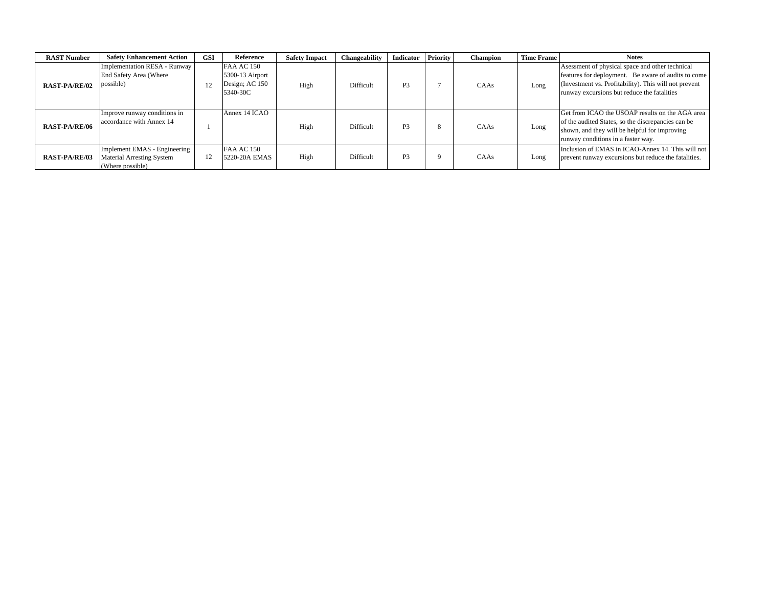| RAST Number | Safety Enhancement Action | GSI | Reference | Safety Impact | Changeability | Indicator | Priority | Champion | Time Frame | Notes |
|---|---|---|---|---|---|---|---|---|---|---|
| **RAST-PA/RE/02** | Implementation RESA - Runway End Safety Area (Where possible) | 12 | FAA AC 150 5300-13 Airport Design; AC 150 5340-30C | High | Difficult | P3 | 7 | CAAs | Long | Asessment of physical space and other technical features for deployment. Be aware of audits to come (Investment vs. Profitability). This will not prevent runway excursions but reduce the fatalities |
| **RAST-PA/RE/06** | Improve runway conditions in accordance with Annex 14 | 1 | Annex 14 ICAO | High | Difficult | P3 | 8 | CAAs | Long | Get from ICAO the USOAP results on the AGA area of the audited States, so the discrepancies can be shown, and they will be helpful for improving runway conditions in a faster way. |
| **RAST-PA/RE/03** | Implement EMAS - Engineering Material Arresting System (Where possible) | 12 | FAA AC 150 5220-20A EMAS | High | Difficult | P3 | 9 | CAAs | Long | Inclusion of EMAS in ICAO-Annex 14. This will not prevent runway excursions but reduce the fatalities. |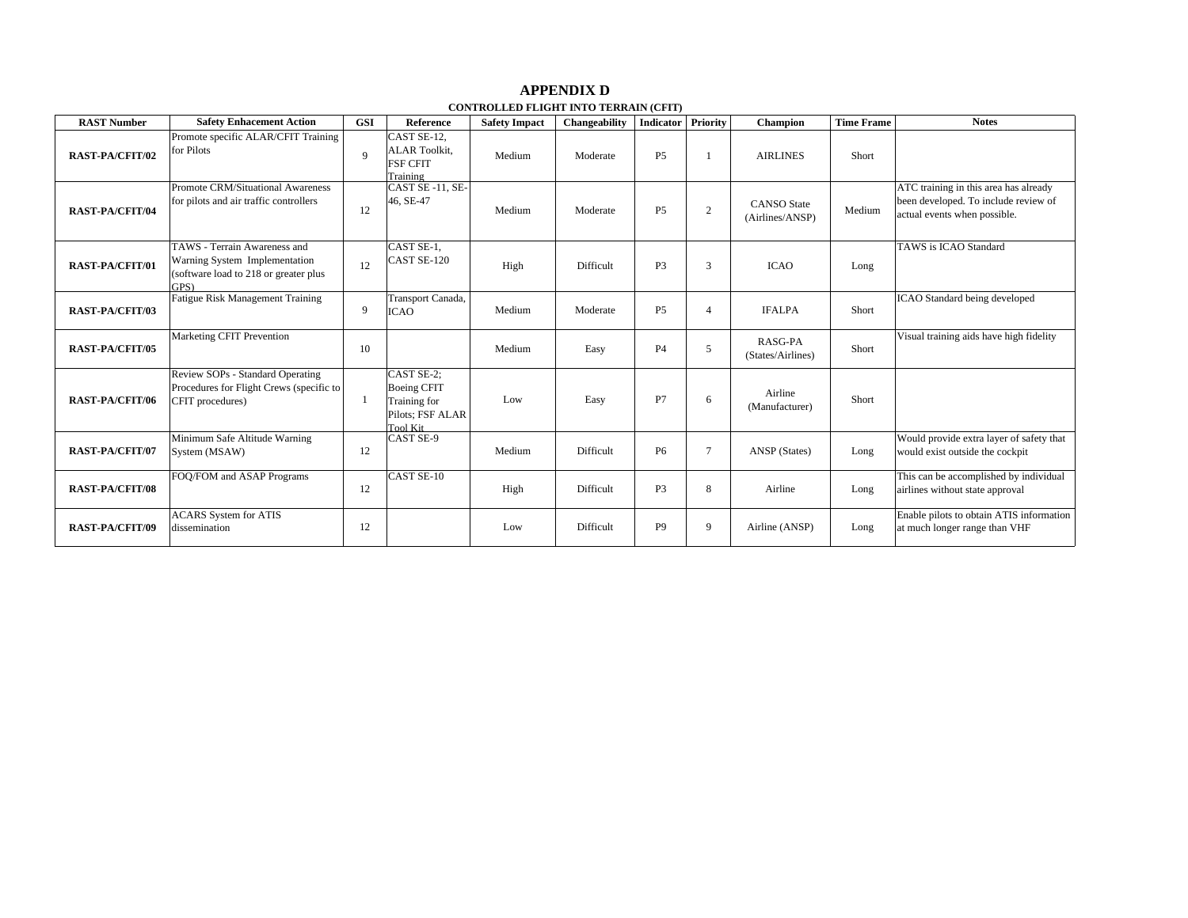# APPENDIX D

## CONTROLLED FLIGHT INTO TERRAIN (CFIT)

| RAST Number | Safety Enhacement Action | GSI | Reference | Safety Impact | Changeability | Indicator | Priority | Champion | Time Frame | Notes |
|---|---|---|---|---|---|---|---|---|---|---|
| **RAST-PA/CFIT/02** | Promote specific ALAR/CFIT Training for Pilots | 9 | CAST SE-12, ALAR Toolkit, FSF CFIT Training | Medium | Moderate | P5 | 1 | AIRLINES | Short | |
| **RAST-PA/CFIT/04** | Promote CRM/Situational Awareness for pilots and air traffic controllers | 12 | CAST SE -11, SE-46, SE-47 | Medium | Moderate | P5 | 2 | CANSO State (Airlines/ANSP) | Medium | ATC training in this area has already been developed. To include review of actual events when possible. |
| **RAST-PA/CFIT/01** | TAWS - Terrain Awareness and Warning System Implementation (software load to 218 or greater plus GPS) | 12 | CAST SE-1, CAST SE-120 | High | Difficult | P3 | 3 | ICAO | Long | TAWS is ICAO Standard |
| **RAST-PA/CFIT/03** | Fatigue Risk Management Training | 9 | Transport Canada, ICAO | Medium | Moderate | P5 | 4 | IFALPA | Short | ICAO Standard being developed |
| **RAST-PA/CFIT/05** | Marketing CFIT Prevention | 10 | | Medium | Easy | P4 | 5 | RASG-PA (States/Airlines) | Short | Visual training aids have high fidelity |
| **RAST-PA/CFIT/06** | Review SOPs - Standard Operating Procedures for Flight Crews (specific to CFIT procedures) | 1 | CAST SE-2; Boeing CFIT Training for Pilots; FSF ALAR Tool Kit | Low | Easy | P7 | 6 | Airline (Manufacturer) | Short | |
| **RAST-PA/CFIT/07** | Minimum Safe Altitude Warning System (MSAW) | 12 | CAST SE-9 | Medium | Difficult | P6 | 7 | ANSP (States) | Long | Would provide extra layer of safety that would exist outside the cockpit |
| **RAST-PA/CFIT/08** | FOQ/FOM and ASAP Programs | 12 | CAST SE-10 | High | Difficult | P3 | 8 | Airline | Long | This can be accomplished by individual airlines without state approval |
| **RAST-PA/CFIT/09** | ACARS System for ATIS dissemination | 12 | | Low | Difficult | P9 | 9 | Airline (ANSP) | Long | Enable pilots to obtain ATIS information at much longer range than VHF |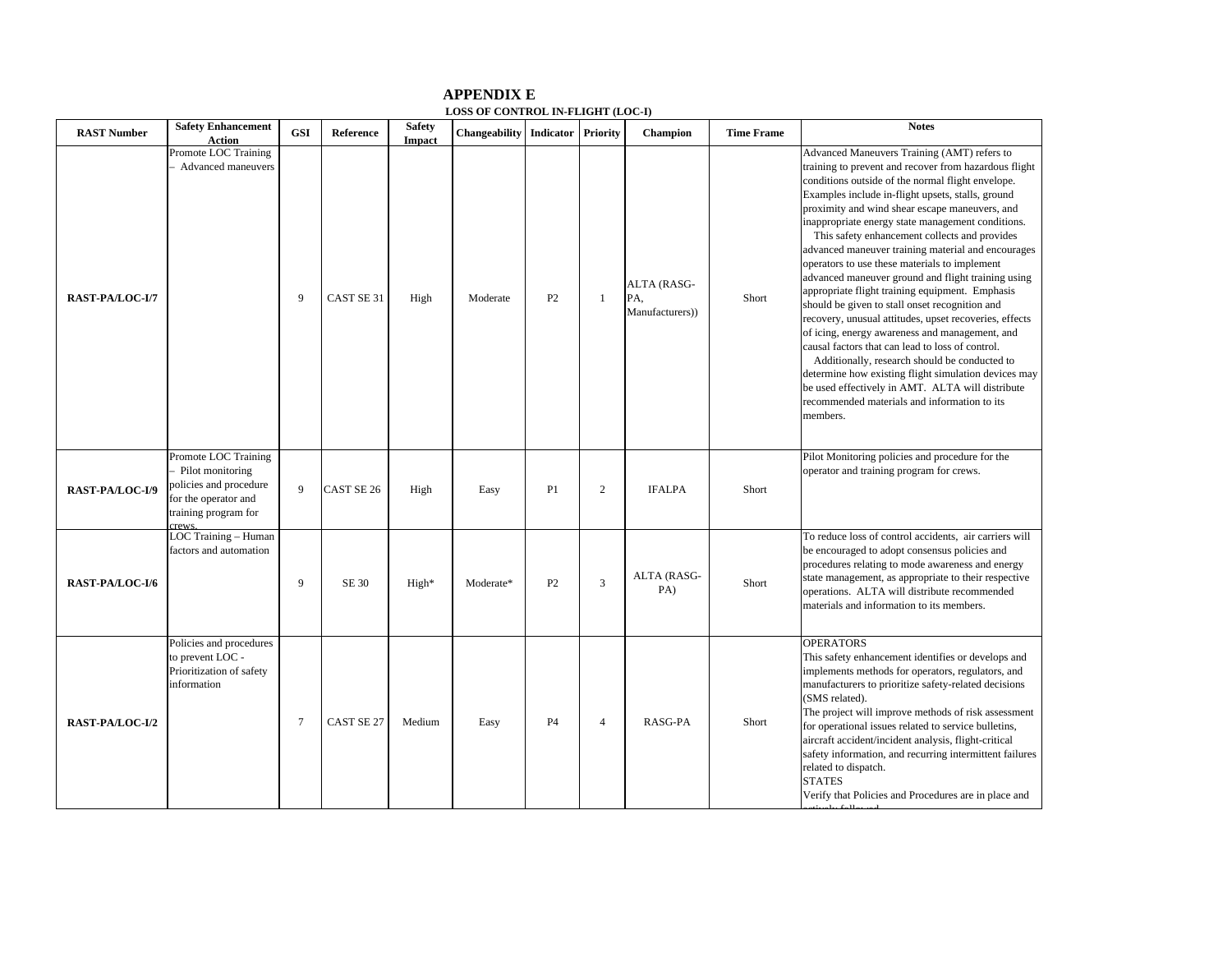# APPENDIX E

## LOSS OF CONTROL IN-FLIGHT (LOC-I)

| RAST Number | Safety Enhancement Action | GSI | Reference | Safety Impact | Changeability | Indicator | Priority | Champion | Time Frame | Notes |
|---|---|---|---|---|---|---|---|---|---|---|
| RAST-PA/LOC-I/7 | Promote LOC Training – Advanced maneuvers | 9 | CAST SE 31 | High | Moderate | P2 | 1 | ALTA (RASG-PA, Manufacturers)) | Short | Advanced Maneuvers Training (AMT) refers to training to prevent and recover from hazardous flight conditions outside of the normal flight envelope. Examples include in-flight upsets, stalls, ground proximity and wind shear escape maneuvers, and inappropriate energy state management conditions. This safety enhancement collects and provides advanced maneuver training material and encourages operators to use these materials to implement advanced maneuver ground and flight training using appropriate flight training equipment. Emphasis should be given to stall onset recognition and recovery, unusual attitudes, upset recoveries, effects of icing, energy awareness and management, and causal factors that can lead to loss of control. Additionally, research should be conducted to determine how existing flight simulation devices may be used effectively in AMT. ALTA will distribute recommended materials and information to its members. |
| RAST-PA/LOC-I/9 | Promote LOC Training – Pilot monitoring policies and procedure for the operator and training program for crews. | 9 | CAST SE 26 | High | Easy | P1 | 2 | IFALPA | Short | Pilot Monitoring policies and procedure for the operator and training program for crews. |
| RAST-PA/LOC-I/6 | LOC Training – Human factors and automation | 9 | SE 30 | High* | Moderate* | P2 | 3 | ALTA (RASG-PA) | Short | To reduce loss of control accidents, air carriers will be encouraged to adopt consensus policies and procedures relating to mode awareness and energy state management, as appropriate to their respective operations. ALTA will distribute recommended materials and information to its members. |
| RAST-PA/LOC-I/2 | Policies and procedures to prevent LOC - Prioritization of safety information | 7 | CAST SE 27 | Medium | Easy | P4 | 4 | RASG-PA | Short | OPERATORS<br>This safety enhancement identifies or develops and implements methods for operators, regulators, and manufacturers to prioritize safety-related decisions (SMS related).<br>The project will improve methods of risk assessment for operational issues related to service bulletins, aircraft accident/incident analysis, flight-critical safety information, and recurring intermittent failures related to dispatch.<br>STATES<br>Verify that Policies and Procedures are in place and actively followed |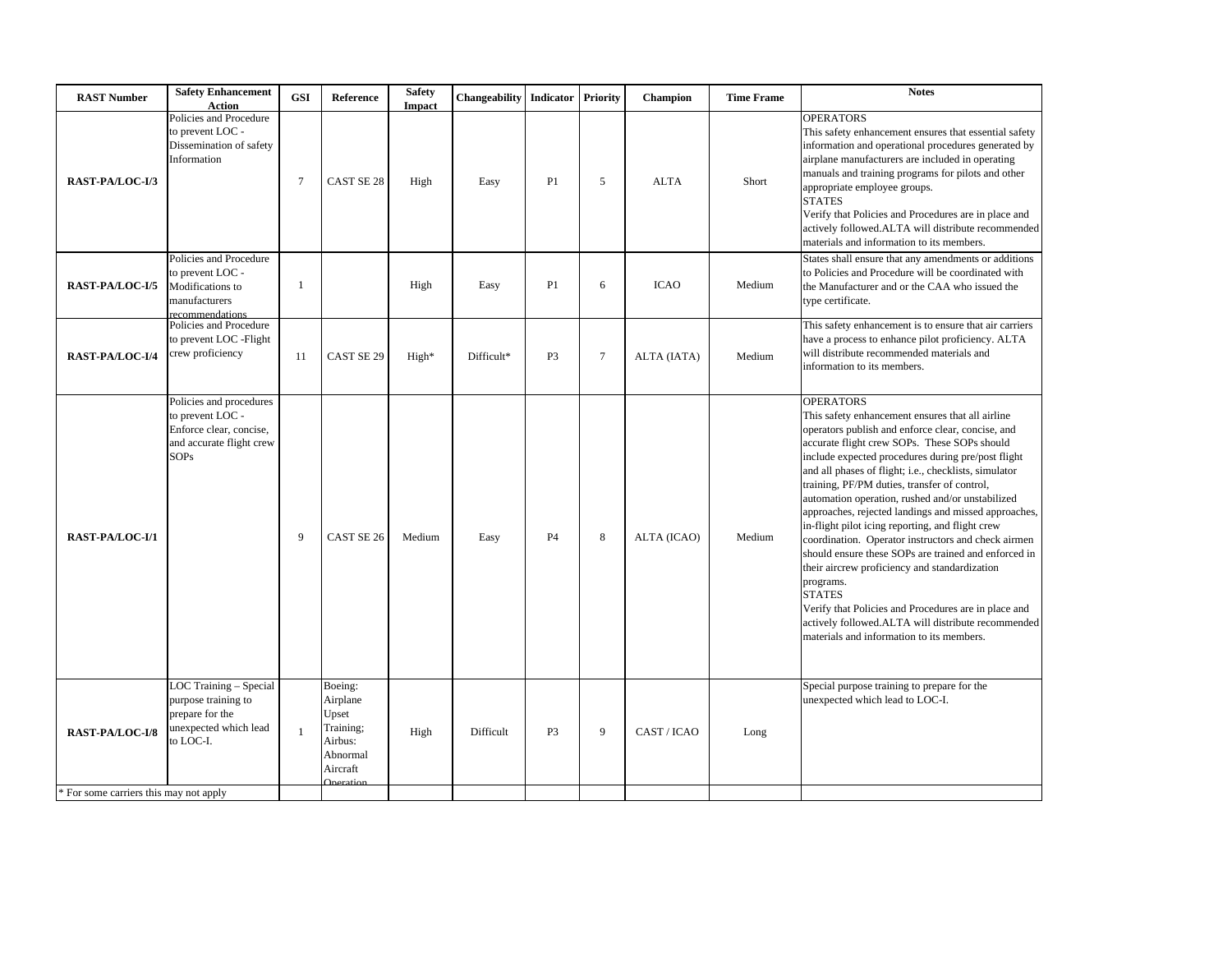| RAST Number | Safety Enhancement Action | GSI | Reference | Safety Impact | Changeability | Indicator | Priority | Champion | Time Frame | Notes |
|---|---|---|---|---|---|---|---|---|---|---|
| **RAST-PA/LOC-I/3** | Policies and Procedure to prevent LOC - Dissemination of safety Information | 7 | CAST SE 28 | High | Easy | P1 | 5 | ALTA | Short | OPERATORS<br>This safety enhancement ensures that essential safety information and operational procedures generated by airplane manufacturers are included in operating manuals and training programs for pilots and other appropriate employee groups.<br>STATES<br>Verify that Policies and Procedures are in place and actively followed.ALTA will distribute recommended materials and information to its members. |
| **RAST-PA/LOC-I/5** | Policies and Procedure to prevent LOC - Modifications to manufacturers recommendations | 1 | | High | Easy | P1 | 6 | ICAO | Medium | States shall ensure that any amendments or additions to Policies and Procedure will be coordinated with the Manufacturer and or the CAA who issued the type certificate. |
| **RAST-PA/LOC-I/4** | Policies and Procedure to prevent LOC -Flight crew proficiency | 11 | CAST SE 29 | High* | Difficult* | P3 | 7 | ALTA (IATA) | Medium | This safety enhancement is to ensure that air carriers have a process to enhance pilot proficiency. ALTA will distribute recommended materials and information to its members. |
| **RAST-PA/LOC-I/1** | Policies and procedures to prevent LOC - Enforce clear, concise, and accurate flight crew SOPs | 9 | CAST SE 26 | Medium | Easy | P4 | 8 | ALTA (ICAO) | Medium | OPERATORS<br>This safety enhancement ensures that all airline operators publish and enforce clear, concise, and accurate flight crew SOPs. These SOPs should include expected procedures during pre/post flight and all phases of flight; i.e., checklists, simulator training, PF/PM duties, transfer of control, automation operation, rushed and/or unstabilized approaches, rejected landings and missed approaches, in-flight pilot icing reporting, and flight crew coordination. Operator instructors and check airmen should ensure these SOPs are trained and enforced in their aircrew proficiency and standardization programs.<br>STATES<br>Verify that Policies and Procedures are in place and actively followed.ALTA will distribute recommended materials and information to its members. |
| **RAST-PA/LOC-I/8** | LOC Training – Special purpose training to prepare for the unexpected which lead to LOC-I. | 1 | Boeing: Airplane Upset Training; Airbus: Abnormal Aircraft Operation | High | Difficult | P3 | 9 | CAST / ICAO | Long | Special purpose training to prepare for the unexpected which lead to LOC-I. |
| * For some carriers this may not apply | | | | | | | | | | |